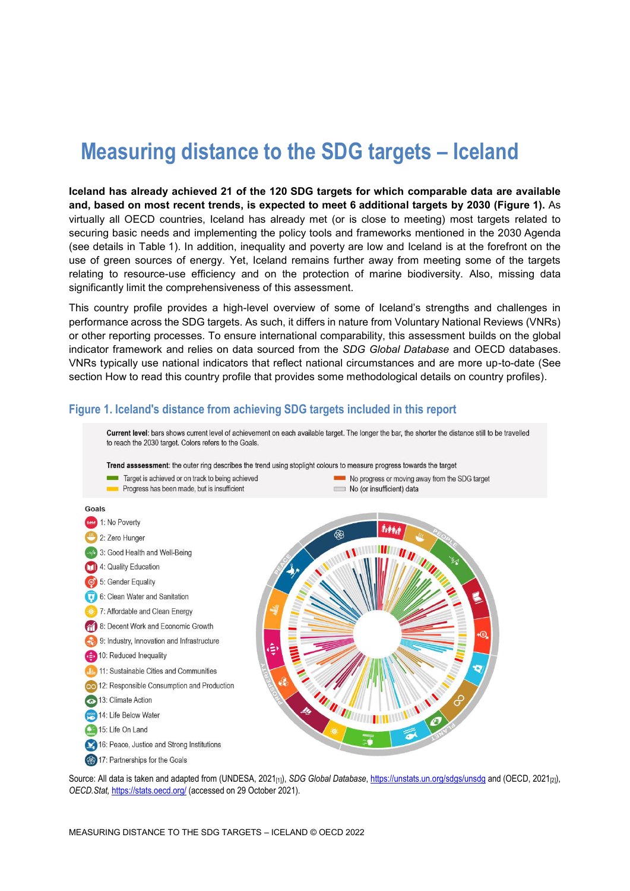# Measuring distance to the SDG targets – Iceland

**Iceland has already achieved 21 of the 120 SDG targets for which comparable data are available and, based on most recent trends, is expected to meet 6 additional targets by 2030 (Figure 1).** As virtually all OECD countries, Iceland has already met (or is close to meeting) most targets related to securing basic needs and implementing the policy tools and frameworks mentioned in the 2030 Agenda (see details in Table 1). In addition, inequality and poverty are low and Iceland is at the forefront on the use of green sources of energy. Yet, Iceland remains further away from meeting some of the targets relating to resource-use efficiency and on the protection of marine biodiversity. Also, missing data significantly limit the comprehensiveness of this assessment.

This country profile provides a high-level overview of some of Iceland's strengths and challenges in performance across the SDG targets. As such, it differs in nature from Voluntary National Reviews (VNRs) or other reporting processes. To ensure international comparability, this assessment builds on the global indicator framework and relies on data sourced from the *SDG Global Database* and OECD databases. VNRs typically use national indicators that reflect national circumstances and are more up-to-date (See section How to read this country profile that provides some methodological details on country profiles).

## Figure 1. Iceland's distance from achieving SDG targets included in this report

**Current level**: bars shows current level of achievement on each available target. The longer the bar, the shorter the distance still to be travelled to reach the 2030 target. Colors refers to the Goals.

**Trend assessment**: the outer ring describes the trend using stoplight colours to measure progress towards the target

- Target is achieved or on track to being achieved
- Progress has been made, but is insufficient
- No progress or moving away from the SDG target
- No (or insufficient) data

**Goals**

- 1: No Poverty
- 2: Zero Hunger
- 3: Good Health and Well-Being
- 4: Quality Education
- 5: Gender Equality
- 6: Clean Water and Sanitation
- 7: Affordable and Clean Energy
- 8: Decent Work and Economic Growth
- 9: Industry, Innovation and Infrastructure
- 10: Reduced Inequality
- 11: Sustainable Cities and Communities
- 12: Responsible Consumption and Production
- 13: Climate Action
- 14: Life Below Water
- 15: Life On Land
- 16: Peace, Justice and Strong Institutions
- 17: Partnerships for the Goals

Source: All data is taken and adapted from (UNDESA, 2021[1]), *SDG Global Database*, https://unstats.un.org/sdgs/unsdg and (OECD, 2021[2]), *OECD.Stat*, https://stats.oecd.org/ (accessed on 29 October 2021).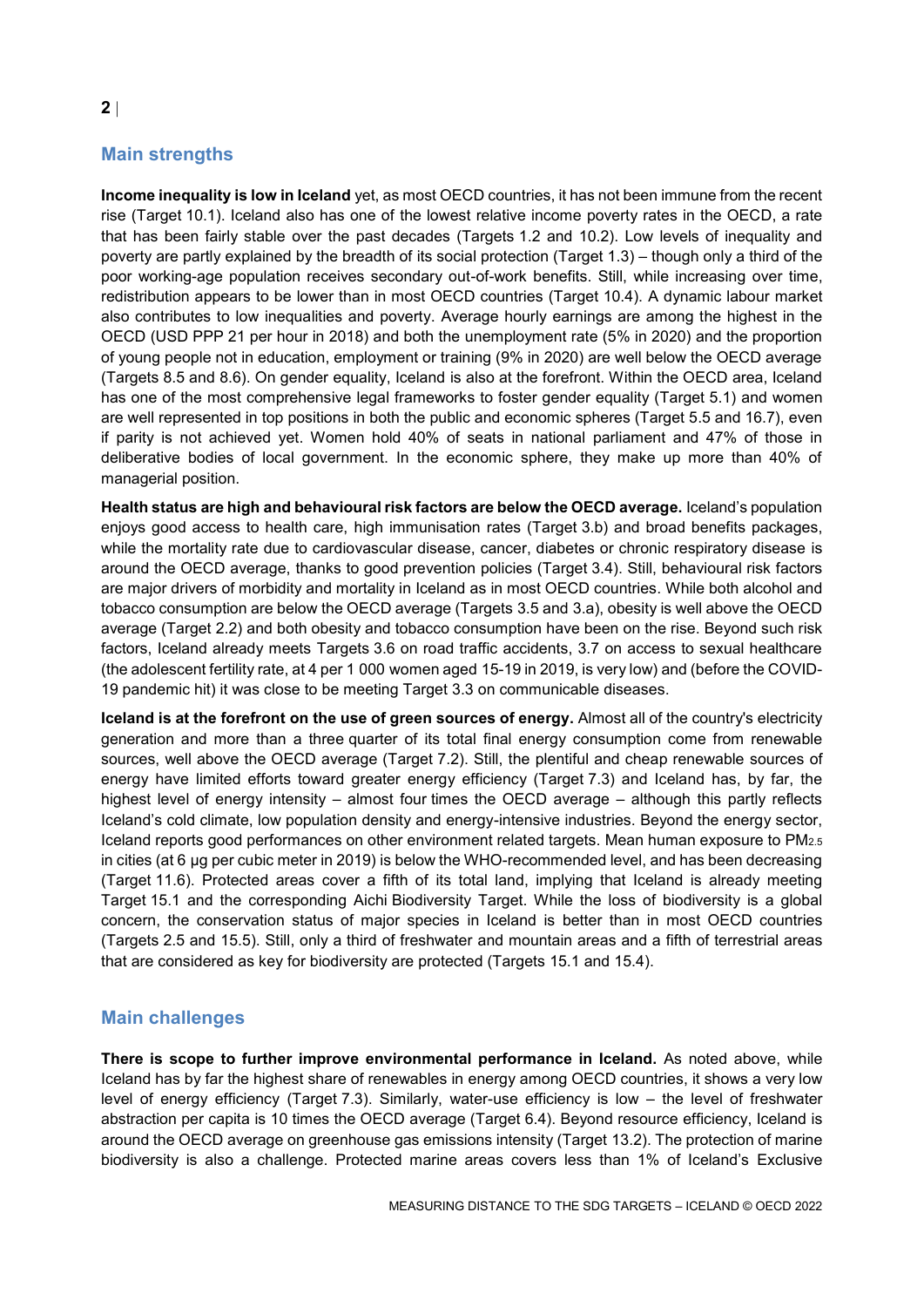## Main strengths

**Income inequality is low in Iceland** yet, as most OECD countries, it has not been immune from the recent rise (Target 10.1). Iceland also has one of the lowest relative income poverty rates in the OECD, a rate that has been fairly stable over the past decades (Targets 1.2 and 10.2). Low levels of inequality and poverty are partly explained by the breadth of its social protection (Target 1.3) – though only a third of the poor working-age population receives secondary out-of-work benefits. Still, while increasing over time, redistribution appears to be lower than in most OECD countries (Target 10.4). A dynamic labour market also contributes to low inequalities and poverty. Average hourly earnings are among the highest in the OECD (USD PPP 21 per hour in 2018) and both the unemployment rate (5% in 2020) and the proportion of young people not in education, employment or training (9% in 2020) are well below the OECD average (Targets 8.5 and 8.6). On gender equality, Iceland is also at the forefront. Within the OECD area, Iceland has one of the most comprehensive legal frameworks to foster gender equality (Target 5.1) and women are well represented in top positions in both the public and economic spheres (Target 5.5 and 16.7), even if parity is not achieved yet. Women hold 40% of seats in national parliament and 47% of those in deliberative bodies of local government. In the economic sphere, they make up more than 40% of managerial position.

**Health status are high and behavioural risk factors are below the OECD average.** Iceland's population enjoys good access to health care, high immunisation rates (Target 3.b) and broad benefits packages, while the mortality rate due to cardiovascular disease, cancer, diabetes or chronic respiratory disease is around the OECD average, thanks to good prevention policies (Target 3.4). Still, behavioural risk factors are major drivers of morbidity and mortality in Iceland as in most OECD countries. While both alcohol and tobacco consumption are below the OECD average (Targets 3.5 and 3.a), obesity is well above the OECD average (Target 2.2) and both obesity and tobacco consumption have been on the rise. Beyond such risk factors, Iceland already meets Targets 3.6 on road traffic accidents, 3.7 on access to sexual healthcare (the adolescent fertility rate, at 4 per 1 000 women aged 15-19 in 2019, is very low) and (before the COVID-19 pandemic hit) it was close to be meeting Target 3.3 on communicable diseases.

**Iceland is at the forefront on the use of green sources of energy.** Almost all of the country's electricity generation and more than a three quarter of its total final energy consumption come from renewable sources, well above the OECD average (Target 7.2). Still, the plentiful and cheap renewable sources of energy have limited efforts toward greater energy efficiency (Target 7.3) and Iceland has, by far, the highest level of energy intensity – almost four times the OECD average – although this partly reflects Iceland's cold climate, low population density and energy-intensive industries. Beyond the energy sector, Iceland reports good performances on other environment related targets. Mean human exposure to $PM_{2.5}$ in cities (at 6 µg per cubic meter in 2019) is below the WHO-recommended level, and has been decreasing (Target 11.6). Protected areas cover a fifth of its total land, implying that Iceland is already meeting Target 15.1 and the corresponding Aichi Biodiversity Target. While the loss of biodiversity is a global concern, the conservation status of major species in Iceland is better than in most OECD countries (Targets 2.5 and 15.5). Still, only a third of freshwater and mountain areas and a fifth of terrestrial areas that are considered as key for biodiversity are protected (Targets 15.1 and 15.4).

## Main challenges

**There is scope to further improve environmental performance in Iceland.** As noted above, while Iceland has by far the highest share of renewables in energy among OECD countries, it shows a very low level of energy efficiency (Target 7.3). Similarly, water-use efficiency is low – the level of freshwater abstraction per capita is 10 times the OECD average (Target 6.4). Beyond resource efficiency, Iceland is around the OECD average on greenhouse gas emissions intensity (Target 13.2). The protection of marine biodiversity is also a challenge. Protected marine areas covers less than 1% of Iceland's Exclusive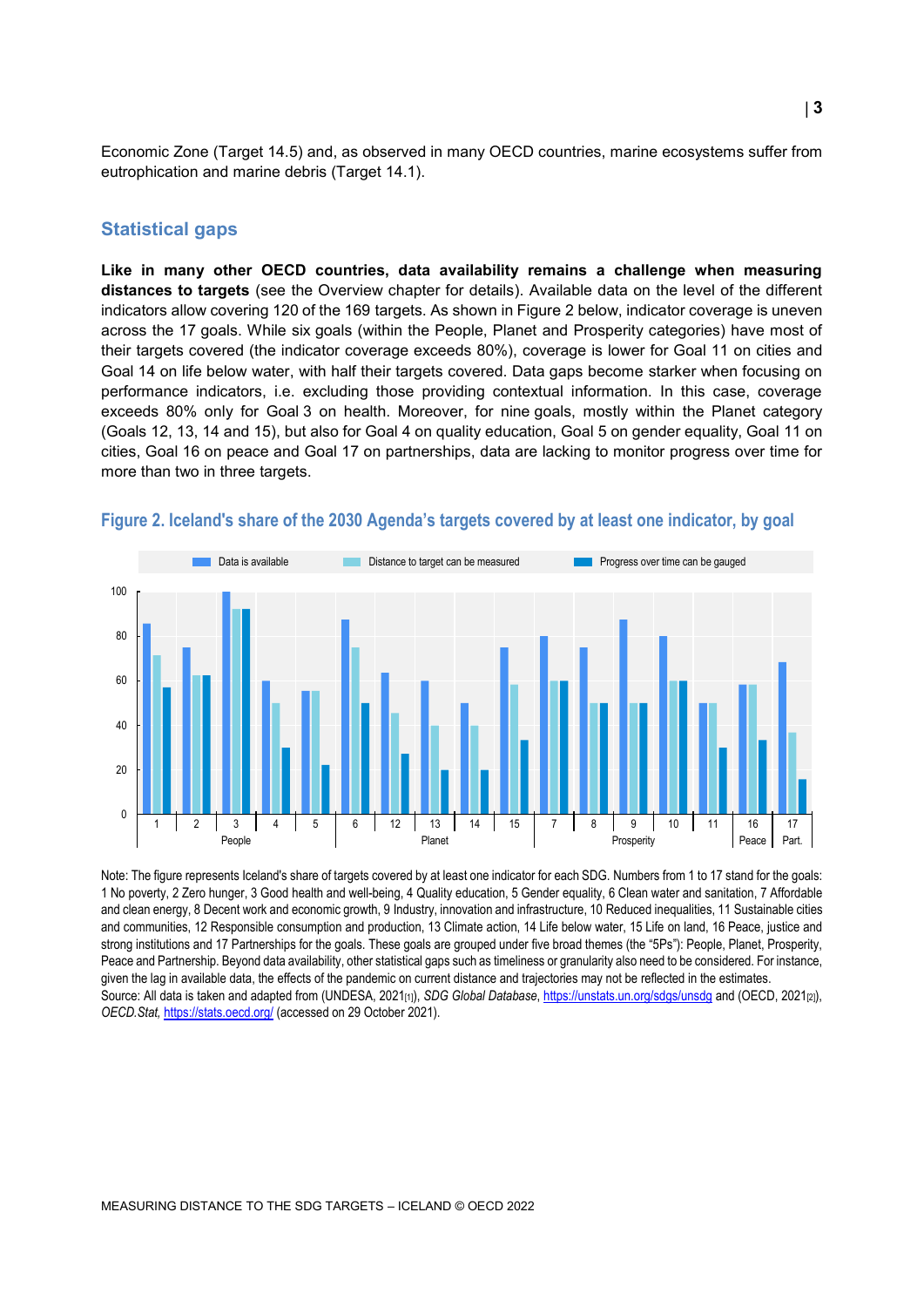Economic Zone (Target 14.5) and, as observed in many OECD countries, marine ecosystems suffer from eutrophication and marine debris (Target 14.1).

## Statistical gaps

**Like in many other OECD countries, data availability remains a challenge when measuring distances to targets** (see the Overview chapter for details). Available data on the level of the different indicators allow covering 120 of the 169 targets. As shown in Figure 2 below, indicator coverage is uneven across the 17 goals. While six goals (within the People, Planet and Prosperity categories) have most of their targets covered (the indicator coverage exceeds 80%), coverage is lower for Goal 11 on cities and Goal 14 on life below water, with half their targets covered. Data gaps become starker when focusing on performance indicators, i.e. excluding those providing contextual information. In this case, coverage exceeds 80% only for Goal 3 on health. Moreover, for nine goals, mostly within the Planet category (Goals 12, 13, 14 and 15), but also for Goal 4 on quality education, Goal 5 on gender equality, Goal 11 on cities, Goal 16 on peace and Goal 17 on partnerships, data are lacking to monitor progress over time for more than two in three targets.

### Figure 2. Iceland's share of the 2030 Agenda's targets covered by at least one indicator, by goal

Note: The figure represents Iceland's share of targets covered by at least one indicator for each SDG. Numbers from 1 to 17 stand for the goals: 1 No poverty, 2 Zero hunger, 3 Good health and well-being, 4 Quality education, 5 Gender equality, 6 Clean water and sanitation, 7 Affordable and clean energy, 8 Decent work and economic growth, 9 Industry, innovation and infrastructure, 10 Reduced inequalities, 11 Sustainable cities and communities, 12 Responsible consumption and production, 13 Climate action, 14 Life below water, 15 Life on land, 16 Peace, justice and strong institutions and 17 Partnerships for the goals. These goals are grouped under five broad themes (the "5Ps"): People, Planet, Prosperity, Peace and Partnership. Beyond data availability, other statistical gaps such as timeliness or granularity also need to be considered. For instance, given the lag in available data, the effects of the pandemic on current distance and trajectories may not be reflected in the estimates.

Source: All data is taken and adapted from (UNDESA, 2021[1]), *SDG Global Database*, https://unstats.un.org/sdgs/unsdg and (OECD, 2021[2]), *OECD.Stat*, https://stats.oecd.org/ (accessed on 29 October 2021).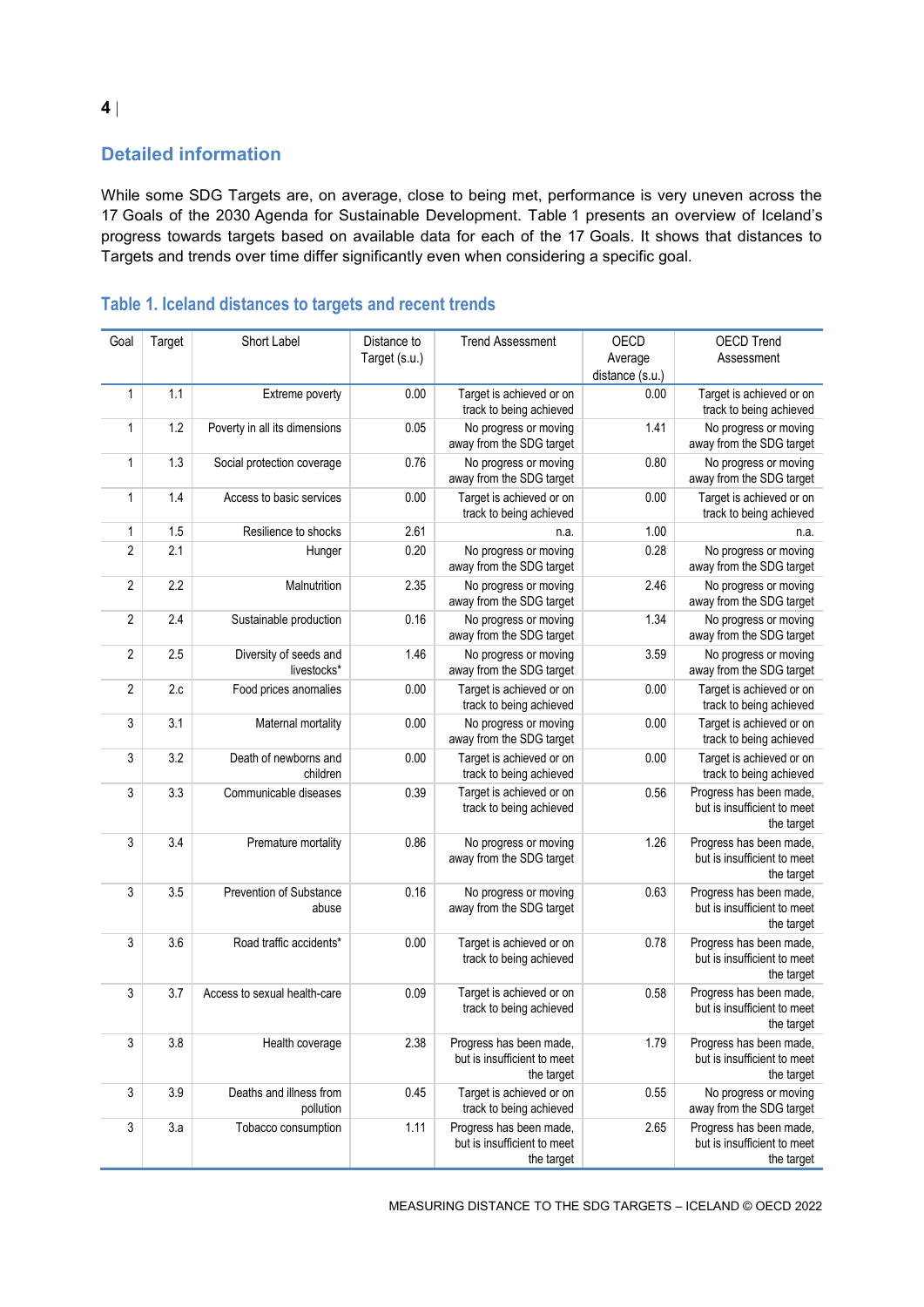## Detailed information

While some SDG Targets are, on average, close to being met, performance is very uneven across the 17 Goals of the 2030 Agenda for Sustainable Development. Table 1 presents an overview of Iceland's progress towards targets based on available data for each of the 17 Goals. It shows that distances to Targets and trends over time differ significantly even when considering a specific goal.

### Table 1. Iceland distances to targets and recent trends

| Goal | Target | Short Label | Distance to Target (s.u.) | Trend Assessment | OECD Average distance (s.u.) | OECD Trend Assessment |
|---|---|---|---|---|---|---|
| 1 | 1.1 | Extreme poverty | 0.00 | Target is achieved or on track to being achieved | 0.00 | Target is achieved or on track to being achieved |
| 1 | 1.2 | Poverty in all its dimensions | 0.05 | No progress or moving away from the SDG target | 1.41 | No progress or moving away from the SDG target |
| 1 | 1.3 | Social protection coverage | 0.76 | No progress or moving away from the SDG target | 0.80 | No progress or moving away from the SDG target |
| 1 | 1.4 | Access to basic services | 0.00 | Target is achieved or on track to being achieved | 0.00 | Target is achieved or on track to being achieved |
| 1 | 1.5 | Resilience to shocks | 2.61 | n.a. | 1.00 | n.a. |
| 2 | 2.1 | Hunger | 0.20 | No progress or moving away from the SDG target | 0.28 | No progress or moving away from the SDG target |
| 2 | 2.2 | Malnutrition | 2.35 | No progress or moving away from the SDG target | 2.46 | No progress or moving away from the SDG target |
| 2 | 2.4 | Sustainable production | 0.16 | No progress or moving away from the SDG target | 1.34 | No progress or moving away from the SDG target |
| 2 | 2.5 | Diversity of seeds and livestocks* | 1.46 | No progress or moving away from the SDG target | 3.59 | No progress or moving away from the SDG target |
| 2 | 2.c | Food prices anomalies | 0.00 | Target is achieved or on track to being achieved | 0.00 | Target is achieved or on track to being achieved |
| 3 | 3.1 | Maternal mortality | 0.00 | No progress or moving away from the SDG target | 0.00 | Target is achieved or on track to being achieved |
| 3 | 3.2 | Death of newborns and children | 0.00 | Target is achieved or on track to being achieved | 0.00 | Target is achieved or on track to being achieved |
| 3 | 3.3 | Communicable diseases | 0.39 | Target is achieved or on track to being achieved | 0.56 | Progress has been made, but is insufficient to meet the target |
| 3 | 3.4 | Premature mortality | 0.86 | No progress or moving away from the SDG target | 1.26 | Progress has been made, but is insufficient to meet the target |
| 3 | 3.5 | Prevention of Substance abuse | 0.16 | No progress or moving away from the SDG target | 0.63 | Progress has been made, but is insufficient to meet the target |
| 3 | 3.6 | Road traffic accidents* | 0.00 | Target is achieved or on track to being achieved | 0.78 | Progress has been made, but is insufficient to meet the target |
| 3 | 3.7 | Access to sexual health-care | 0.09 | Target is achieved or on track to being achieved | 0.58 | Progress has been made, but is insufficient to meet the target |
| 3 | 3.8 | Health coverage | 2.38 | Progress has been made, but is insufficient to meet the target | 1.79 | Progress has been made, but is insufficient to meet the target |
| 3 | 3.9 | Deaths and illness from pollution | 0.45 | Target is achieved or on track to being achieved | 0.55 | No progress or moving away from the SDG target |
| 3 | 3.a | Tobacco consumption | 1.11 | Progress has been made, but is insufficient to meet the target | 2.65 | Progress has been made, but is insufficient to meet the target |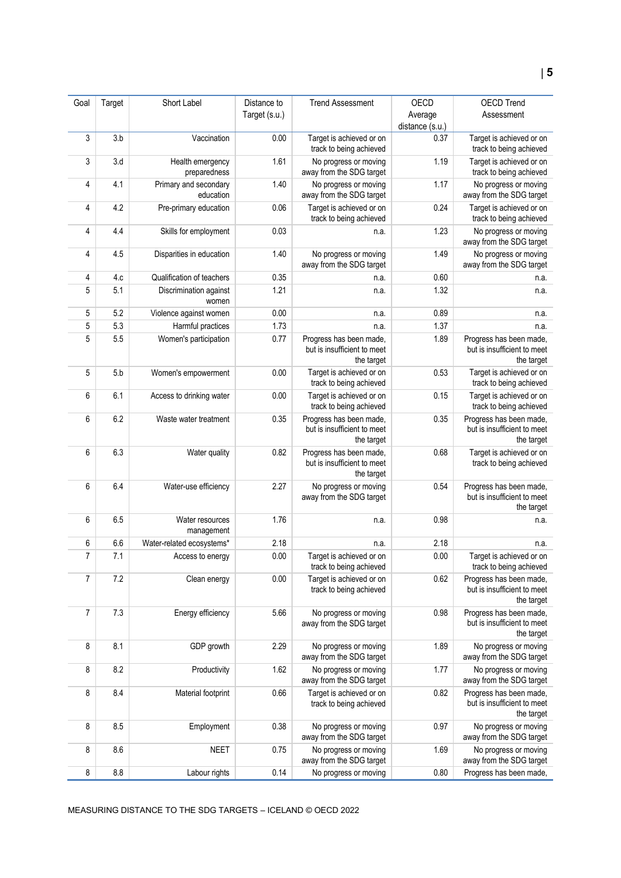| Goal | Target | Short Label | Distance to Target (s.u.) | Trend Assessment | OECD Average distance (s.u.) | OECD Trend Assessment |
|---|---|---|---|---|---|---|
| 3 | 3.b | Vaccination | 0.00 | Target is achieved or on track to being achieved | 0.37 | Target is achieved or on track to being achieved |
| 3 | 3.d | Health emergency preparedness | 1.61 | No progress or moving away from the SDG target | 1.19 | Target is achieved or on track to being achieved |
| 4 | 4.1 | Primary and secondary education | 1.40 | No progress or moving away from the SDG target | 1.17 | No progress or moving away from the SDG target |
| 4 | 4.2 | Pre-primary education | 0.06 | Target is achieved or on track to being achieved | 0.24 | Target is achieved or on track to being achieved |
| 4 | 4.4 | Skills for employment | 0.03 | n.a. | 1.23 | No progress or moving away from the SDG target |
| 4 | 4.5 | Disparities in education | 1.40 | No progress or moving away from the SDG target | 1.49 | No progress or moving away from the SDG target |
| 4 | 4.c | Qualification of teachers | 0.35 | n.a. | 0.60 | n.a. |
| 5 | 5.1 | Discrimination against women | 1.21 | n.a. | 1.32 | n.a. |
| 5 | 5.2 | Violence against women | 0.00 | n.a. | 0.89 | n.a. |
| 5 | 5.3 | Harmful practices | 1.73 | n.a. | 1.37 | n.a. |
| 5 | 5.5 | Women's participation | 0.77 | Progress has been made, but is insufficient to meet the target | 1.89 | Progress has been made, but is insufficient to meet the target |
| 5 | 5.b | Women's empowerment | 0.00 | Target is achieved or on track to being achieved | 0.53 | Target is achieved or on track to being achieved |
| 6 | 6.1 | Access to drinking water | 0.00 | Target is achieved or on track to being achieved | 0.15 | Target is achieved or on track to being achieved |
| 6 | 6.2 | Waste water treatment | 0.35 | Progress has been made, but is insufficient to meet the target | 0.35 | Progress has been made, but is insufficient to meet the target |
| 6 | 6.3 | Water quality | 0.82 | Progress has been made, but is insufficient to meet the target | 0.68 | Target is achieved or on track to being achieved |
| 6 | 6.4 | Water-use efficiency | 2.27 | No progress or moving away from the SDG target | 0.54 | Progress has been made, but is insufficient to meet the target |
| 6 | 6.5 | Water resources management | 1.76 | n.a. | 0.98 | n.a. |
| 6 | 6.6 | Water-related ecosystems* | 2.18 | n.a. | 2.18 | n.a. |
| 7 | 7.1 | Access to energy | 0.00 | Target is achieved or on track to being achieved | 0.00 | Target is achieved or on track to being achieved |
| 7 | 7.2 | Clean energy | 0.00 | Target is achieved or on track to being achieved | 0.62 | Progress has been made, but is insufficient to meet the target |
| 7 | 7.3 | Energy efficiency | 5.66 | No progress or moving away from the SDG target | 0.98 | Progress has been made, but is insufficient to meet the target |
| 8 | 8.1 | GDP growth | 2.29 | No progress or moving away from the SDG target | 1.89 | No progress or moving away from the SDG target |
| 8 | 8.2 | Productivity | 1.62 | No progress or moving away from the SDG target | 1.77 | No progress or moving away from the SDG target |
| 8 | 8.4 | Material footprint | 0.66 | Target is achieved or on track to being achieved | 0.82 | Progress has been made, but is insufficient to meet the target |
| 8 | 8.5 | Employment | 0.38 | No progress or moving away from the SDG target | 0.97 | No progress or moving away from the SDG target |
| 8 | 8.6 | NEET | 0.75 | No progress or moving away from the SDG target | 1.69 | No progress or moving away from the SDG target |
| 8 | 8.8 | Labour rights | 0.14 | No progress or moving | 0.80 | Progress has been made, |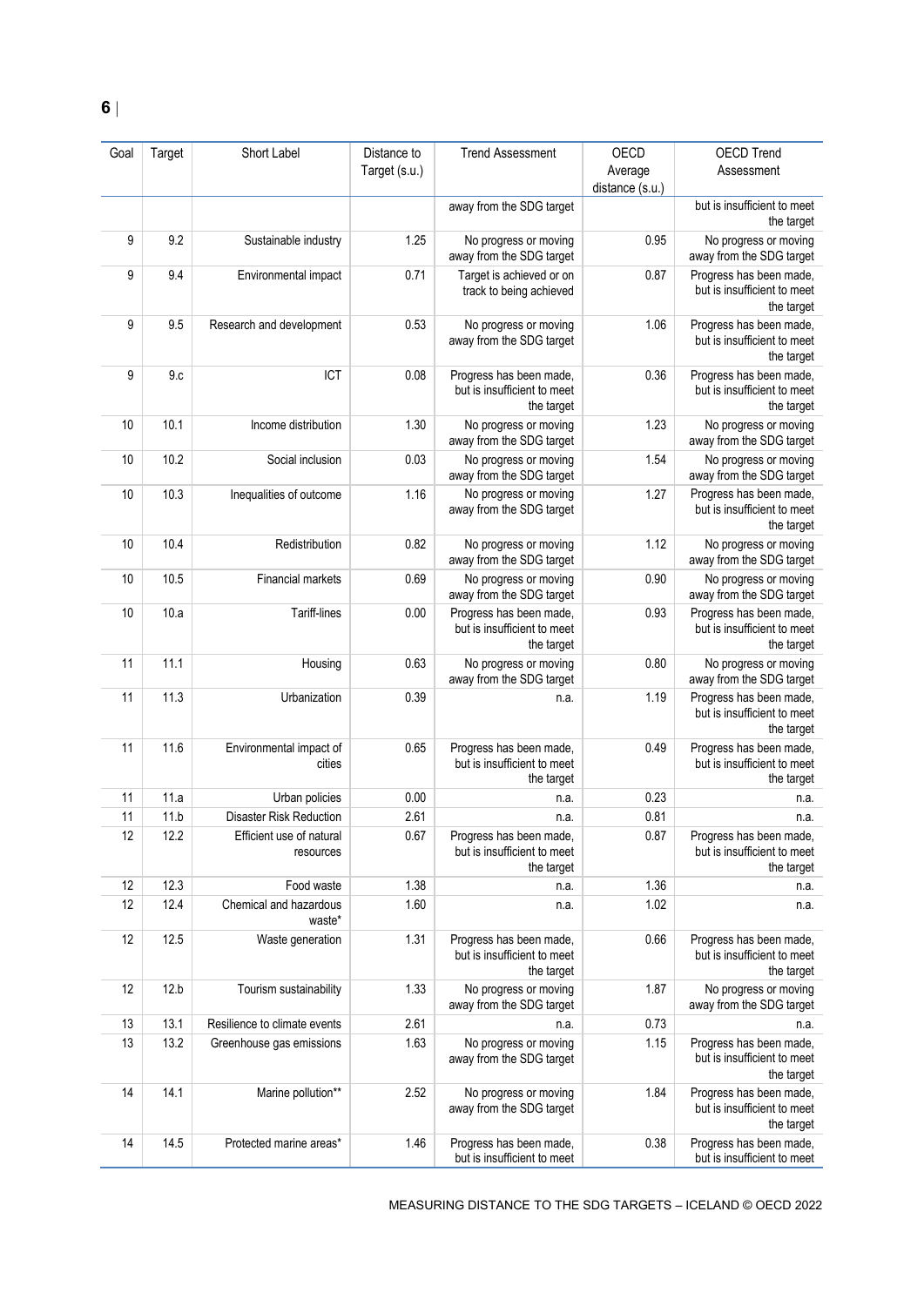| Goal | Target | Short Label | Distance to Target (s.u.) | Trend Assessment | OECD Average distance (s.u.) | OECD Trend Assessment |
|---|---|---|---|---|---|---|
| | | | | away from the SDG target | | but is insufficient to meet the target |
| 9 | 9.2 | Sustainable industry | 1.25 | No progress or moving away from the SDG target | 0.95 | No progress or moving away from the SDG target |
| 9 | 9.4 | Environmental impact | 0.71 | Target is achieved or on track to being achieved | 0.87 | Progress has been made, but is insufficient to meet the target |
| 9 | 9.5 | Research and development | 0.53 | No progress or moving away from the SDG target | 1.06 | Progress has been made, but is insufficient to meet the target |
| 9 | 9.c | ICT | 0.08 | Progress has been made, but is insufficient to meet the target | 0.36 | Progress has been made, but is insufficient to meet the target |
| 10 | 10.1 | Income distribution | 1.30 | No progress or moving away from the SDG target | 1.23 | No progress or moving away from the SDG target |
| 10 | 10.2 | Social inclusion | 0.03 | No progress or moving away from the SDG target | 1.54 | No progress or moving away from the SDG target |
| 10 | 10.3 | Inequalities of outcome | 1.16 | No progress or moving away from the SDG target | 1.27 | Progress has been made, but is insufficient to meet the target |
| 10 | 10.4 | Redistribution | 0.82 | No progress or moving away from the SDG target | 1.12 | No progress or moving away from the SDG target |
| 10 | 10.5 | Financial markets | 0.69 | No progress or moving away from the SDG target | 0.90 | No progress or moving away from the SDG target |
| 10 | 10.a | Tariff-lines | 0.00 | Progress has been made, but is insufficient to meet the target | 0.93 | Progress has been made, but is insufficient to meet the target |
| 11 | 11.1 | Housing | 0.63 | No progress or moving away from the SDG target | 0.80 | No progress or moving away from the SDG target |
| 11 | 11.3 | Urbanization | 0.39 | n.a. | 1.19 | Progress has been made, but is insufficient to meet the target |
| 11 | 11.6 | Environmental impact of cities | 0.65 | Progress has been made, but is insufficient to meet the target | 0.49 | Progress has been made, but is insufficient to meet the target |
| 11 | 11.a | Urban policies | 0.00 | n.a. | 0.23 | n.a. |
| 11 | 11.b | Disaster Risk Reduction | 2.61 | n.a. | 0.81 | n.a. |
| 12 | 12.2 | Efficient use of natural resources | 0.67 | Progress has been made, but is insufficient to meet the target | 0.87 | Progress has been made, but is insufficient to meet the target |
| 12 | 12.3 | Food waste | 1.38 | n.a. | 1.36 | n.a. |
| 12 | 12.4 | Chemical and hazardous waste* | 1.60 | n.a. | 1.02 | n.a. |
| 12 | 12.5 | Waste generation | 1.31 | Progress has been made, but is insufficient to meet the target | 0.66 | Progress has been made, but is insufficient to meet the target |
| 12 | 12.b | Tourism sustainability | 1.33 | No progress or moving away from the SDG target | 1.87 | No progress or moving away from the SDG target |
| 13 | 13.1 | Resilience to climate events | 2.61 | n.a. | 0.73 | n.a. |
| 13 | 13.2 | Greenhouse gas emissions | 1.63 | No progress or moving away from the SDG target | 1.15 | Progress has been made, but is insufficient to meet the target |
| 14 | 14.1 | Marine pollution** | 2.52 | No progress or moving away from the SDG target | 1.84 | Progress has been made, but is insufficient to meet the target |
| 14 | 14.5 | Protected marine areas* | 1.46 | Progress has been made, but is insufficient to meet | 0.38 | Progress has been made, but is insufficient to meet |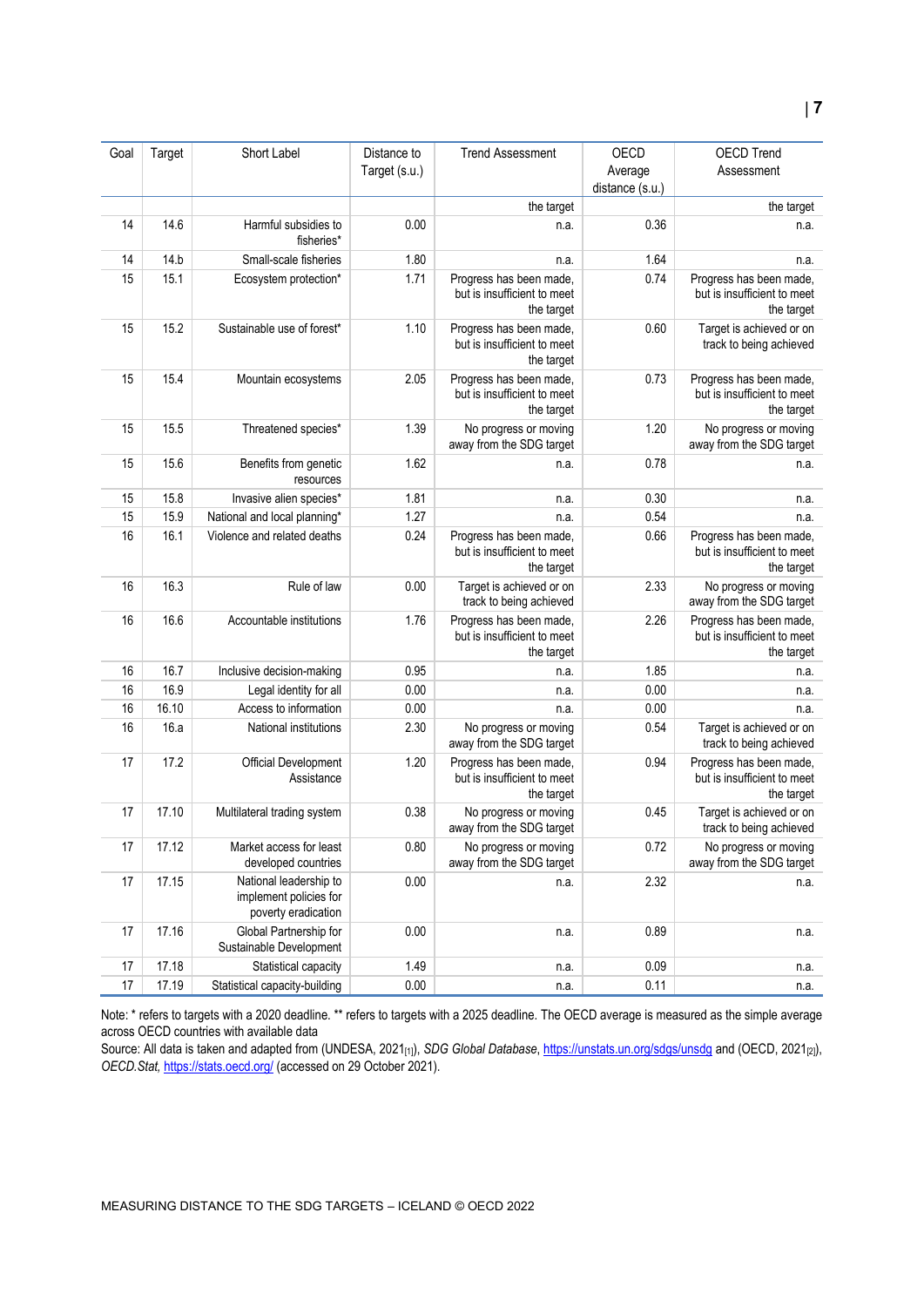| Goal | Target | Short Label | Distance to Target (s.u.) | Trend Assessment | OECD Average distance (s.u.) | OECD Trend Assessment |
|---|---|---|---|---|---|---|
| | | | | the target | | the target |
| 14 | 14.6 | Harmful subsidies to fisheries* | 0.00 | n.a. | 0.36 | n.a. |
| 14 | 14.b | Small-scale fisheries | 1.80 | n.a. | 1.64 | n.a. |
| 15 | 15.1 | Ecosystem protection* | 1.71 | Progress has been made, but is insufficient to meet the target | 0.74 | Progress has been made, but is insufficient to meet the target |
| 15 | 15.2 | Sustainable use of forest* | 1.10 | Progress has been made, but is insufficient to meet the target | 0.60 | Target is achieved or on track to being achieved |
| 15 | 15.4 | Mountain ecosystems | 2.05 | Progress has been made, but is insufficient to meet the target | 0.73 | Progress has been made, but is insufficient to meet the target |
| 15 | 15.5 | Threatened species* | 1.39 | No progress or moving away from the SDG target | 1.20 | No progress or moving away from the SDG target |
| 15 | 15.6 | Benefits from genetic resources | 1.62 | n.a. | 0.78 | n.a. |
| 15 | 15.8 | Invasive alien species* | 1.81 | n.a. | 0.30 | n.a. |
| 15 | 15.9 | National and local planning* | 1.27 | n.a. | 0.54 | n.a. |
| 16 | 16.1 | Violence and related deaths | 0.24 | Progress has been made, but is insufficient to meet the target | 0.66 | Progress has been made, but is insufficient to meet the target |
| 16 | 16.3 | Rule of law | 0.00 | Target is achieved or on track to being achieved | 2.33 | No progress or moving away from the SDG target |
| 16 | 16.6 | Accountable institutions | 1.76 | Progress has been made, but is insufficient to meet the target | 2.26 | Progress has been made, but is insufficient to meet the target |
| 16 | 16.7 | Inclusive decision-making | 0.95 | n.a. | 1.85 | n.a. |
| 16 | 16.9 | Legal identity for all | 0.00 | n.a. | 0.00 | n.a. |
| 16 | 16.10 | Access to information | 0.00 | n.a. | 0.00 | n.a. |
| 16 | 16.a | National institutions | 2.30 | No progress or moving away from the SDG target | 0.54 | Target is achieved or on track to being achieved |
| 17 | 17.2 | Official Development Assistance | 1.20 | Progress has been made, but is insufficient to meet the target | 0.94 | Progress has been made, but is insufficient to meet the target |
| 17 | 17.10 | Multilateral trading system | 0.38 | No progress or moving away from the SDG target | 0.45 | Target is achieved or on track to being achieved |
| 17 | 17.12 | Market access for least developed countries | 0.80 | No progress or moving away from the SDG target | 0.72 | No progress or moving away from the SDG target |
| 17 | 17.15 | National leadership to implement policies for poverty eradication | 0.00 | n.a. | 2.32 | n.a. |
| 17 | 17.16 | Global Partnership for Sustainable Development | 0.00 | n.a. | 0.89 | n.a. |
| 17 | 17.18 | Statistical capacity | 1.49 | n.a. | 0.09 | n.a. |
| 17 | 17.19 | Statistical capacity-building | 0.00 | n.a. | 0.11 | n.a. |

Note: * refers to targets with a 2020 deadline. ** refers to targets with a 2025 deadline. The OECD average is measured as the simple average across OECD countries with available data

Source: All data is taken and adapted from (UNDESA, 2021[1]), *SDG Global Database*, https://unstats.un.org/sdgs/unsdg and (OECD, 2021[2]), *OECD.Stat*, https://stats.oecd.org/ (accessed on 29 October 2021).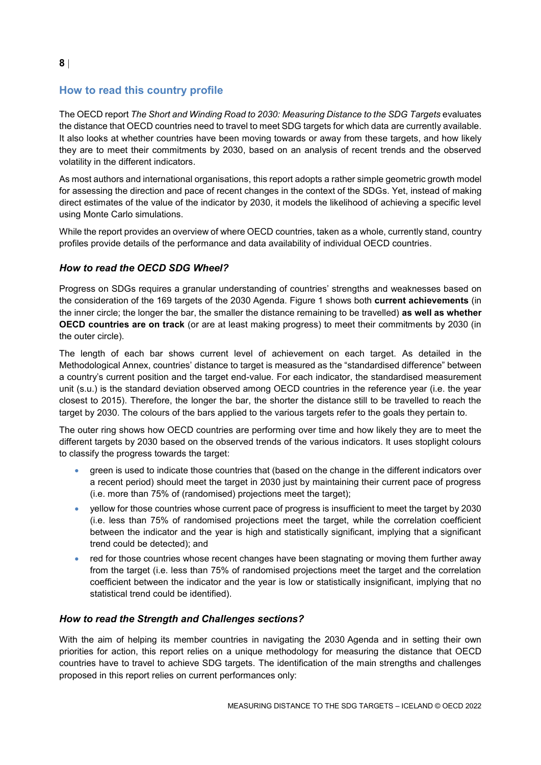## How to read this country profile

The OECD report *The Short and Winding Road to 2030: Measuring Distance to the SDG Targets* evaluates the distance that OECD countries need to travel to meet SDG targets for which data are currently available. It also looks at whether countries have been moving towards or away from these targets, and how likely they are to meet their commitments by 2030, based on an analysis of recent trends and the observed volatility in the different indicators.

As most authors and international organisations, this report adopts a rather simple geometric growth model for assessing the direction and pace of recent changes in the context of the SDGs. Yet, instead of making direct estimates of the value of the indicator by 2030, it models the likelihood of achieving a specific level using Monte Carlo simulations.

While the report provides an overview of where OECD countries, taken as a whole, currently stand, country profiles provide details of the performance and data availability of individual OECD countries.

### *How to read the OECD SDG Wheel?*

Progress on SDGs requires a granular understanding of countries' strengths and weaknesses based on the consideration of the 169 targets of the 2030 Agenda. Figure 1 shows both **current achievements** (in the inner circle; the longer the bar, the smaller the distance remaining to be travelled) **as well as whether OECD countries are on track** (or are at least making progress) to meet their commitments by 2030 (in the outer circle).

The length of each bar shows current level of achievement on each target. As detailed in the Methodological Annex, countries' distance to target is measured as the "standardised difference" between a country's current position and the target end-value. For each indicator, the standardised measurement unit (s.u.) is the standard deviation observed among OECD countries in the reference year (i.e. the year closest to 2015). Therefore, the longer the bar, the shorter the distance still to be travelled to reach the target by 2030. The colours of the bars applied to the various targets refer to the goals they pertain to.

The outer ring shows how OECD countries are performing over time and how likely they are to meet the different targets by 2030 based on the observed trends of the various indicators. It uses stoplight colours to classify the progress towards the target:

- green is used to indicate those countries that (based on the change in the different indicators over a recent period) should meet the target in 2030 just by maintaining their current pace of progress (i.e. more than 75% of (randomised) projections meet the target);
- yellow for those countries whose current pace of progress is insufficient to meet the target by 2030 (i.e. less than 75% of randomised projections meet the target, while the correlation coefficient between the indicator and the year is high and statistically significant, implying that a significant trend could be detected); and
- red for those countries whose recent changes have been stagnating or moving them further away from the target (i.e. less than 75% of randomised projections meet the target and the correlation coefficient between the indicator and the year is low or statistically insignificant, implying that no statistical trend could be identified).

### *How to read the Strength and Challenges sections?*

With the aim of helping its member countries in navigating the 2030 Agenda and in setting their own priorities for action, this report relies on a unique methodology for measuring the distance that OECD countries have to travel to achieve SDG targets. The identification of the main strengths and challenges proposed in this report relies on current performances only: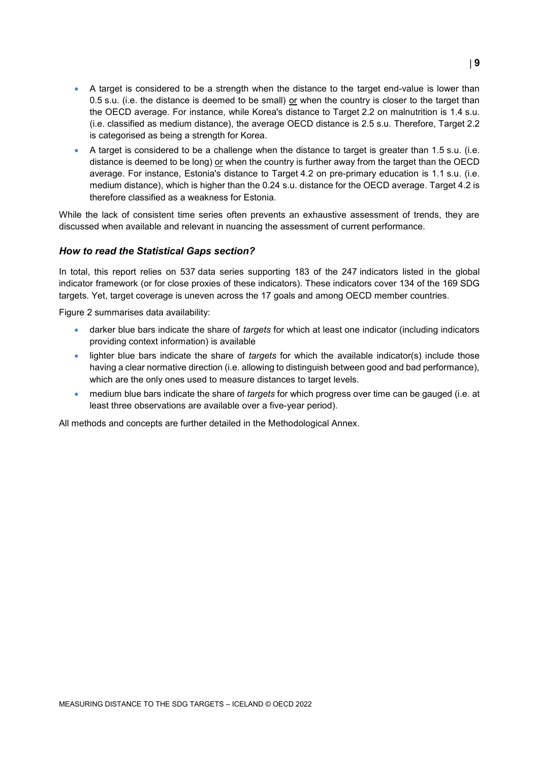- A target is considered to be a strength when the distance to the target end-value is lower than 0.5 s.u. (i.e. the distance is deemed to be small) or when the country is closer to the target than the OECD average. For instance, while Korea's distance to Target 2.2 on malnutrition is 1.4 s.u. (i.e. classified as medium distance), the average OECD distance is 2.5 s.u. Therefore, Target 2.2 is categorised as being a strength for Korea.
- A target is considered to be a challenge when the distance to target is greater than 1.5 s.u. (i.e. distance is deemed to be long) or when the country is further away from the target than the OECD average. For instance, Estonia's distance to Target 4.2 on pre-primary education is 1.1 s.u. (i.e. medium distance), which is higher than the 0.24 s.u. distance for the OECD average. Target 4.2 is therefore classified as a weakness for Estonia.

While the lack of consistent time series often prevents an exhaustive assessment of trends, they are discussed when available and relevant in nuancing the assessment of current performance.

### *How to read the Statistical Gaps section?*

In total, this report relies on 537 data series supporting 183 of the 247 indicators listed in the global indicator framework (or for close proxies of these indicators). These indicators cover 134 of the 169 SDG targets. Yet, target coverage is uneven across the 17 goals and among OECD member countries.

Figure 2 summarises data availability:

- darker blue bars indicate the share of *targets* for which at least one indicator (including indicators providing context information) is available
- lighter blue bars indicate the share of *targets* for which the available indicator(s) include those having a clear normative direction (i.e. allowing to distinguish between good and bad performance), which are the only ones used to measure distances to target levels.
- medium blue bars indicate the share of *targets* for which progress over time can be gauged (i.e. at least three observations are available over a five-year period).

All methods and concepts are further detailed in the Methodological Annex.